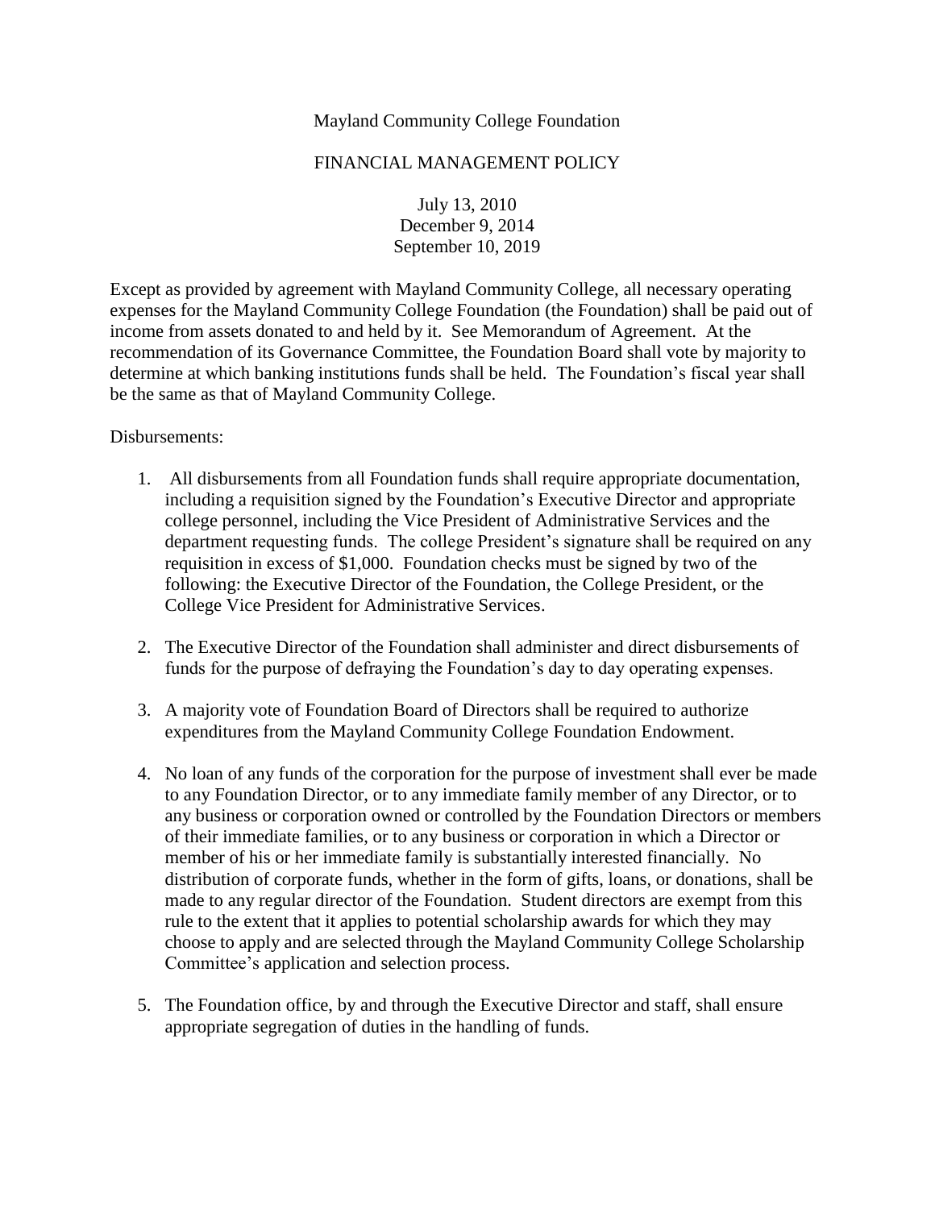Mayland Community College Foundation

# FINANCIAL MANAGEMENT POLICY

July 13, 2010
December 9, 2014
September 10, 2019

Except as provided by agreement with Mayland Community College, all necessary operating expenses for the Mayland Community College Foundation (the Foundation) shall be paid out of income from assets donated to and held by it. See Memorandum of Agreement. At the recommendation of its Governance Committee, the Foundation Board shall vote by majority to determine at which banking institutions funds shall be held. The Foundation's fiscal year shall be the same as that of Mayland Community College.

Disbursements:

1. All disbursements from all Foundation funds shall require appropriate documentation, including a requisition signed by the Foundation's Executive Director and appropriate college personnel, including the Vice President of Administrative Services and the department requesting funds. The college President's signature shall be required on any requisition in excess of $1,000. Foundation checks must be signed by two of the following: the Executive Director of the Foundation, the College President, or the College Vice President for Administrative Services.

2. The Executive Director of the Foundation shall administer and direct disbursements of funds for the purpose of defraying the Foundation's day to day operating expenses.

3. A majority vote of Foundation Board of Directors shall be required to authorize expenditures from the Mayland Community College Foundation Endowment.

4. No loan of any funds of the corporation for the purpose of investment shall ever be made to any Foundation Director, or to any immediate family member of any Director, or to any business or corporation owned or controlled by the Foundation Directors or members of their immediate families, or to any business or corporation in which a Director or member of his or her immediate family is substantially interested financially. No distribution of corporate funds, whether in the form of gifts, loans, or donations, shall be made to any regular director of the Foundation. Student directors are exempt from this rule to the extent that it applies to potential scholarship awards for which they may choose to apply and are selected through the Mayland Community College Scholarship Committee's application and selection process.

5. The Foundation office, by and through the Executive Director and staff, shall ensure appropriate segregation of duties in the handling of funds.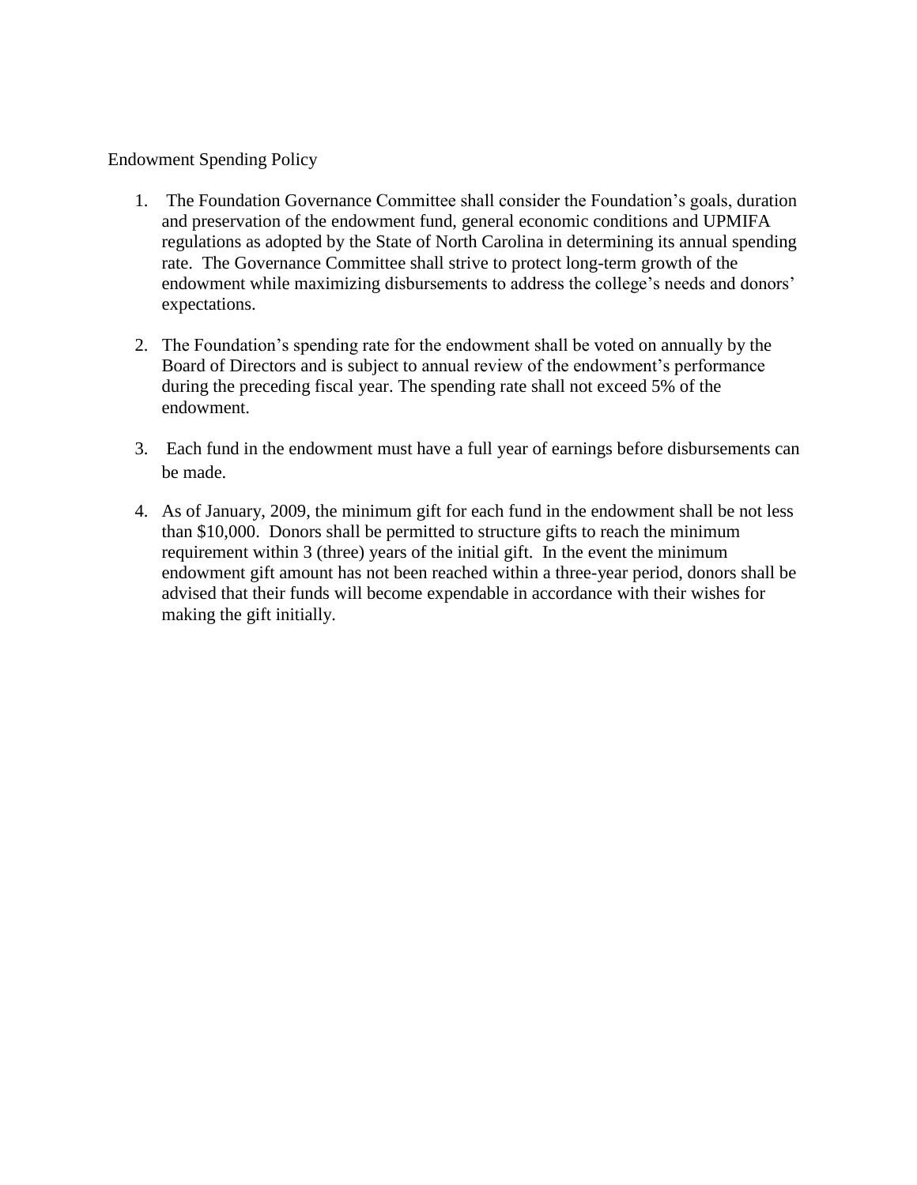Endowment Spending Policy

1. The Foundation Governance Committee shall consider the Foundation's goals, duration and preservation of the endowment fund, general economic conditions and UPMIFA regulations as adopted by the State of North Carolina in determining its annual spending rate. The Governance Committee shall strive to protect long-term growth of the endowment while maximizing disbursements to address the college's needs and donors' expectations.

2. The Foundation's spending rate for the endowment shall be voted on annually by the Board of Directors and is subject to annual review of the endowment's performance during the preceding fiscal year. The spending rate shall not exceed 5% of the endowment.

3. Each fund in the endowment must have a full year of earnings before disbursements can be made.

4. As of January, 2009, the minimum gift for each fund in the endowment shall be not less than $10,000. Donors shall be permitted to structure gifts to reach the minimum requirement within 3 (three) years of the initial gift. In the event the minimum endowment gift amount has not been reached within a three-year period, donors shall be advised that their funds will become expendable in accordance with their wishes for making the gift initially.